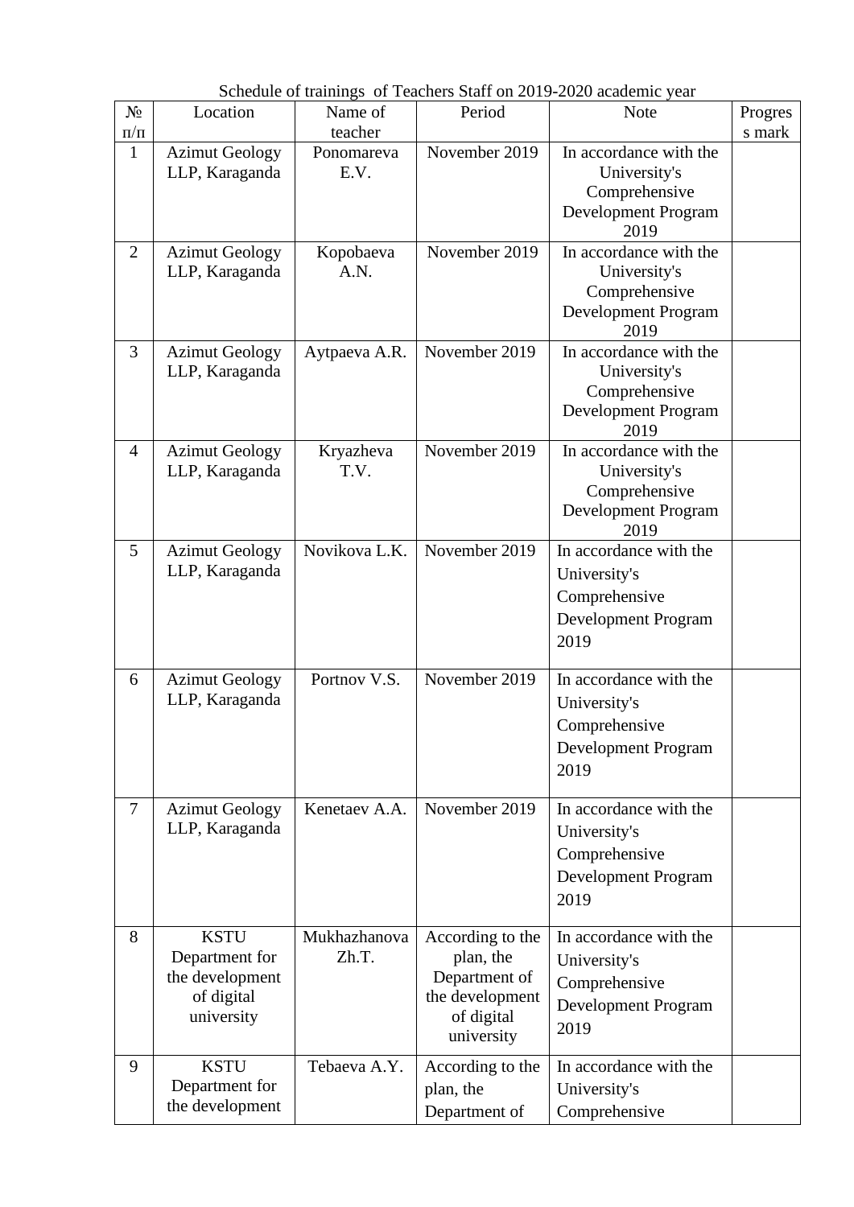Schedule of trainings of Teachers Staff on 2019-2020 academic year

| № п/п | Location | Name of teacher | Period | Note | Progress mark |
|---|---|---|---|---|---|
| 1 | Azimut Geology LLP, Karaganda | Ponomareva E.V. | November 2019 | In accordance with the University's Comprehensive Development Program 2019 | |
| 2 | Azimut Geology LLP, Karaganda | Kopobaeva A.N. | November 2019 | In accordance with the University's Comprehensive Development Program 2019 | |
| 3 | Azimut Geology LLP, Karaganda | Aytpaeva A.R. | November 2019 | In accordance with the University's Comprehensive Development Program 2019 | |
| 4 | Azimut Geology LLP, Karaganda | Kryazheva T.V. | November 2019 | In accordance with the University's Comprehensive Development Program 2019 | |
| 5 | Azimut Geology LLP, Karaganda | Novikova L.K. | November 2019 | In accordance with the University's Comprehensive Development Program 2019 | |
| 6 | Azimut Geology LLP, Karaganda | Portnov V.S. | November 2019 | In accordance with the University's Comprehensive Development Program 2019 | |
| 7 | Azimut Geology LLP, Karaganda | Kenetaev A.A. | November 2019 | In accordance with the University's Comprehensive Development Program 2019 | |
| 8 | KSTU Department for the development of digital university | Mukhazhanova Zh.T. | According to the plan, the Department of the development of digital university | In accordance with the University's Comprehensive Development Program 2019 | |
| 9 | KSTU Department for the development | Tebaeva A.Y. | According to the plan, the Department of | In accordance with the University's Comprehensive | |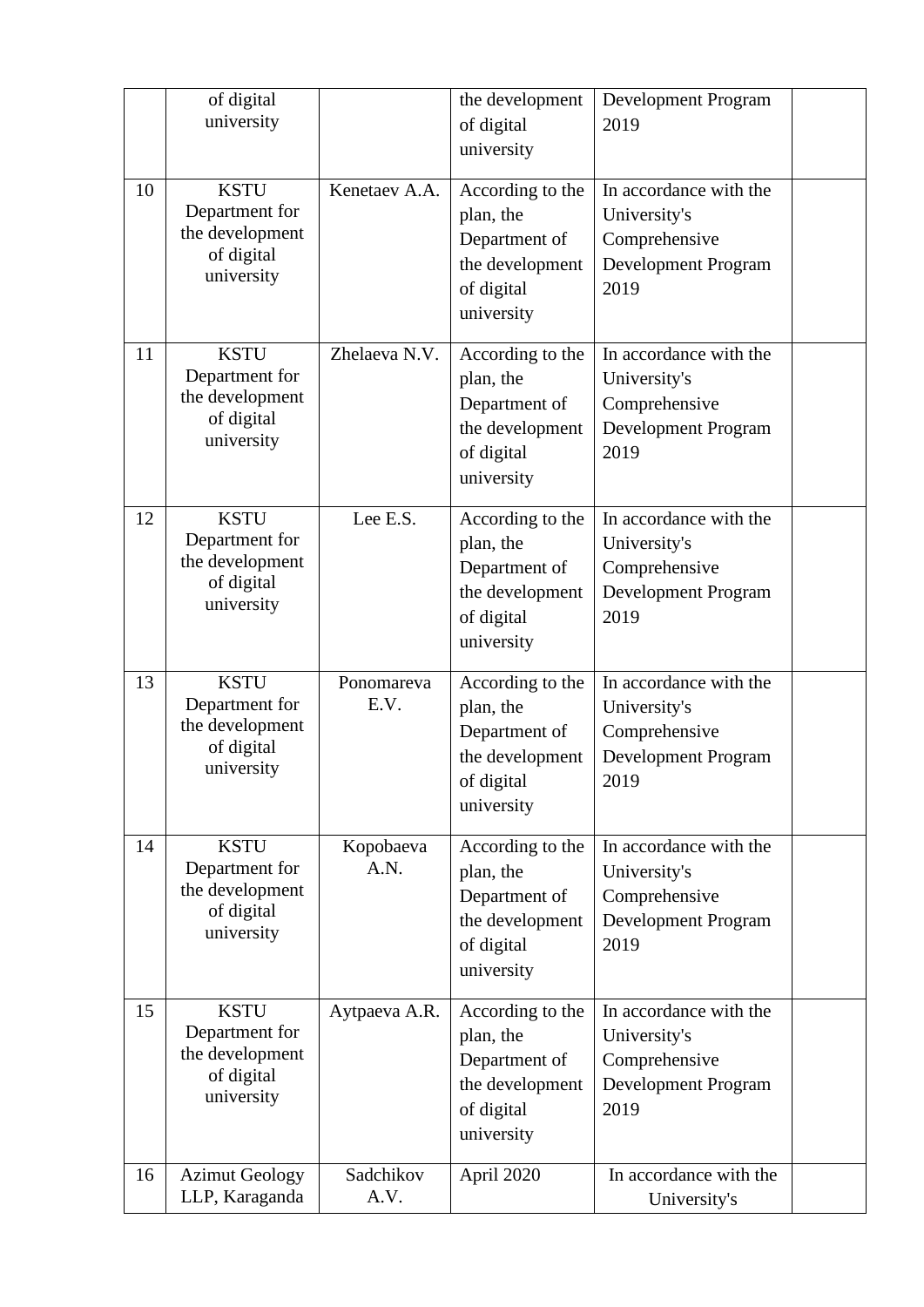| | | | | | |
|---|---|---|---|---|---|
| | of digital university | | the development of digital university | Development Program 2019 | |
| 10 | KSTU Department for the development of digital university | Kenetaev A.A. | According to the plan, the Department of the development of digital university | In accordance with the University's Comprehensive Development Program 2019 | |
| 11 | KSTU Department for the development of digital university | Zhelaeva N.V. | According to the plan, the Department of the development of digital university | In accordance with the University's Comprehensive Development Program 2019 | |
| 12 | KSTU Department for the development of digital university | Lee E.S. | According to the plan, the Department of the development of digital university | In accordance with the University's Comprehensive Development Program 2019 | |
| 13 | KSTU Department for the development of digital university | Ponomareva E.V. | According to the plan, the Department of the development of digital university | In accordance with the University's Comprehensive Development Program 2019 | |
| 14 | KSTU Department for the development of digital university | Kopobaeva A.N. | According to the plan, the Department of the development of digital university | In accordance with the University's Comprehensive Development Program 2019 | |
| 15 | KSTU Department for the development of digital university | Aytpaeva A.R. | According to the plan, the Department of the development of digital university | In accordance with the University's Comprehensive Development Program 2019 | |
| 16 | Azimut Geology LLP, Karaganda | Sadchikov A.V. | April 2020 | In accordance with the University's | |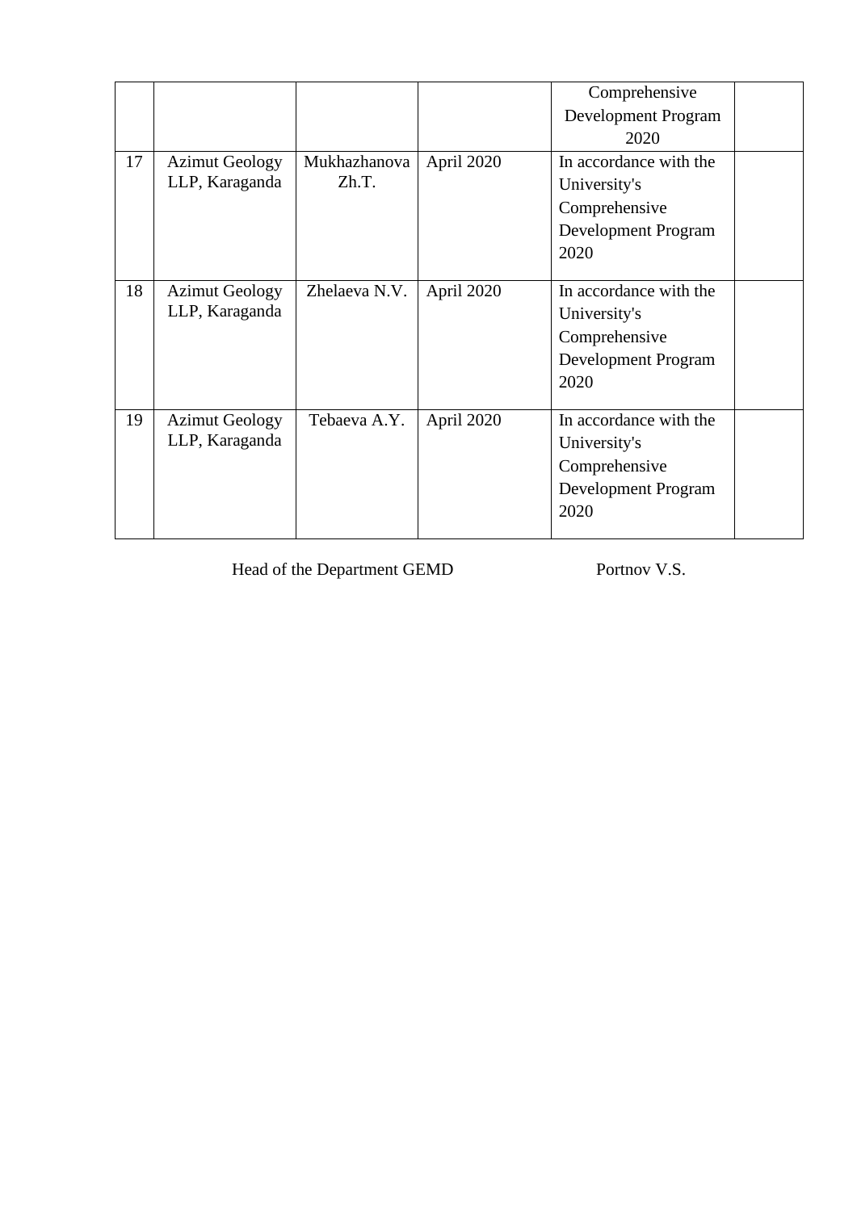| | | | | | |
|---|---|---|---|---|---|
| | | | | Comprehensive Development Program 2020 | |
| 17 | Azimut Geology LLP, Karaganda | Mukhazhanova Zh.T. | April 2020 | In accordance with the University's Comprehensive Development Program 2020 | |
| 18 | Azimut Geology LLP, Karaganda | Zhelaeva N.V. | April 2020 | In accordance with the University's Comprehensive Development Program 2020 | |
| 19 | Azimut Geology LLP, Karaganda | Tebaeva A.Y. | April 2020 | In accordance with the University's Comprehensive Development Program 2020 | |

Head of the Department GEMD Portnov V.S.